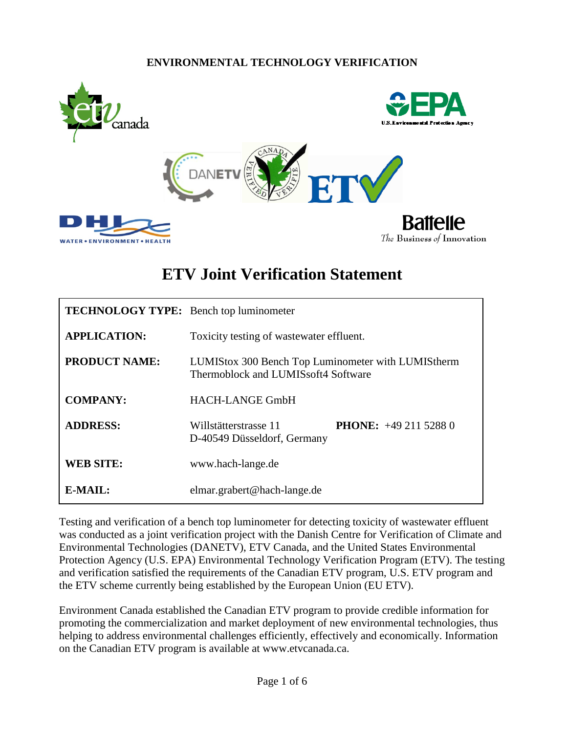**ENVIRONMENTAL TECHNOLOGY VERIFICATION**

# ETV Joint Verification Statement

| | |
|---|---|
| **TECHNOLOGY TYPE:** | Bench top luminometer |
| **APPLICATION:** | Toxicity testing of wastewater effluent. |
| **PRODUCT NAME:** | LUMIStox 300 Bench Top Luminometer with LUMIStherm Thermoblock and LUMISsoft4 Software |
| **COMPANY:** | HACH-LANGE GmbH |
| **ADDRESS:** | Willstätterstrasse 11 D-40549 Düsseldorf, Germany **PHONE:** +49 211 5288 0 |
| **WEB SITE:** | www.hach-lange.de |
| **E-MAIL:** | elmar.grabert@hach-lange.de |

Testing and verification of a bench top luminometer for detecting toxicity of wastewater effluent was conducted as a joint verification project with the Danish Centre for Verification of Climate and Environmental Technologies (DANETV), ETV Canada, and the United States Environmental Protection Agency (U.S. EPA) Environmental Technology Verification Program (ETV). The testing and verification satisfied the requirements of the Canadian ETV program, U.S. ETV program and the ETV scheme currently being established by the European Union (EU ETV).

Environment Canada established the Canadian ETV program to provide credible information for promoting the commercialization and market deployment of new environmental technologies, thus helping to address environmental challenges efficiently, effectively and economically. Information on the Canadian ETV program is available at www.etvcanada.ca.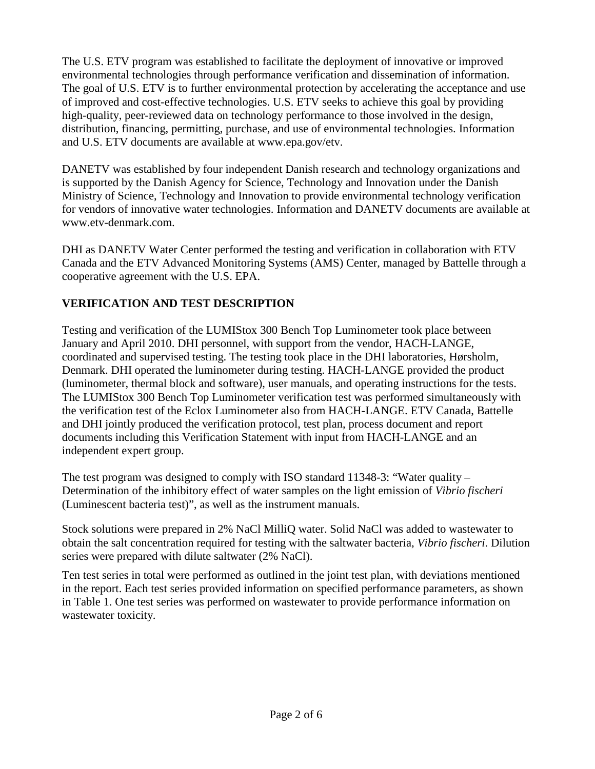The U.S. ETV program was established to facilitate the deployment of innovative or improved environmental technologies through performance verification and dissemination of information. The goal of U.S. ETV is to further environmental protection by accelerating the acceptance and use of improved and cost-effective technologies. U.S. ETV seeks to achieve this goal by providing high-quality, peer-reviewed data on technology performance to those involved in the design, distribution, financing, permitting, purchase, and use of environmental technologies. Information and U.S. ETV documents are available at www.epa.gov/etv.

DANETV was established by four independent Danish research and technology organizations and is supported by the Danish Agency for Science, Technology and Innovation under the Danish Ministry of Science, Technology and Innovation to provide environmental technology verification for vendors of innovative water technologies. Information and DANETV documents are available at www.etv-denmark.com.

DHI as DANETV Water Center performed the testing and verification in collaboration with ETV Canada and the ETV Advanced Monitoring Systems (AMS) Center, managed by Battelle through a cooperative agreement with the U.S. EPA.

## VERIFICATION AND TEST DESCRIPTION

Testing and verification of the LUMIStox 300 Bench Top Luminometer took place between January and April 2010. DHI personnel, with support from the vendor, HACH-LANGE, coordinated and supervised testing. The testing took place in the DHI laboratories, Hørsholm, Denmark. DHI operated the luminometer during testing. HACH-LANGE provided the product (luminometer, thermal block and software), user manuals, and operating instructions for the tests. The LUMIStox 300 Bench Top Luminometer verification test was performed simultaneously with the verification test of the Eclox Luminometer also from HACH-LANGE. ETV Canada, Battelle and DHI jointly produced the verification protocol, test plan, process document and report documents including this Verification Statement with input from HACH-LANGE and an independent expert group.

The test program was designed to comply with ISO standard 11348-3: "Water quality – Determination of the inhibitory effect of water samples on the light emission of *Vibrio fischeri* (Luminescent bacteria test)", as well as the instrument manuals.

Stock solutions were prepared in 2% NaCl MilliQ water. Solid NaCl was added to wastewater to obtain the salt concentration required for testing with the saltwater bacteria, *Vibrio fischeri*. Dilution series were prepared with dilute saltwater (2% NaCl).

Ten test series in total were performed as outlined in the joint test plan, with deviations mentioned in the report. Each test series provided information on specified performance parameters, as shown in Table 1. One test series was performed on wastewater to provide performance information on wastewater toxicity.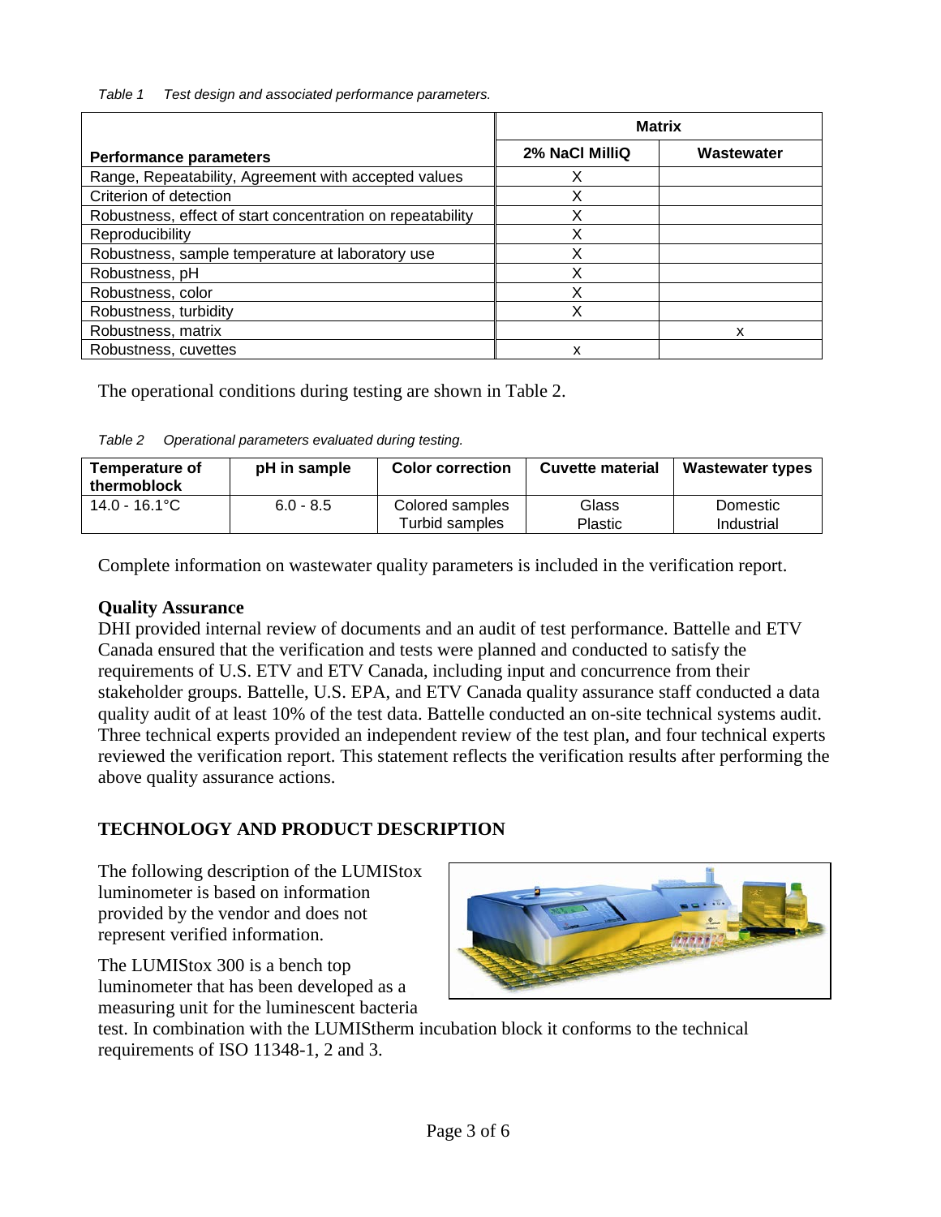*Table 1 Test design and associated performance parameters.*

| Performance parameters | Matrix | |
|---|---|---|
| | 2% NaCl MilliQ | Wastewater |
| Range, Repeatability, Agreement with accepted values | X | |
| Criterion of detection | X | |
| Robustness, effect of start concentration on repeatability | X | |
| Reproducibility | X | |
| Robustness, sample temperature at laboratory use | X | |
| Robustness, pH | X | |
| Robustness, color | X | |
| Robustness, turbidity | X | |
| Robustness, matrix | | x |
| Robustness, cuvettes | x | |

The operational conditions during testing are shown in Table 2.

*Table 2 Operational parameters evaluated during testing.*

| Temperature of thermoblock | pH in sample | Color correction | Cuvette material | Wastewater types |
|---|---|---|---|---|
| 14.0 - 16.1°C | 6.0 - 8.5 | Colored samples<br>Turbid samples | Glass<br>Plastic | Domestic<br>Industrial |

Complete information on wastewater quality parameters is included in the verification report.

**Quality Assurance**

DHI provided internal review of documents and an audit of test performance. Battelle and ETV Canada ensured that the verification and tests were planned and conducted to satisfy the requirements of U.S. ETV and ETV Canada, including input and concurrence from their stakeholder groups. Battelle, U.S. EPA, and ETV Canada quality assurance staff conducted a data quality audit of at least 10% of the test data. Battelle conducted an on-site technical systems audit. Three technical experts provided an independent review of the test plan, and four technical experts reviewed the verification report. This statement reflects the verification results after performing the above quality assurance actions.

## TECHNOLOGY AND PRODUCT DESCRIPTION

The following description of the LUMIStox luminometer is based on information provided by the vendor and does not represent verified information.

The LUMIStox 300 is a bench top luminometer that has been developed as a measuring unit for the luminescent bacteria test. In combination with the LUMIStherm incubation block it conforms to the technical requirements of ISO 11348-1, 2 and 3.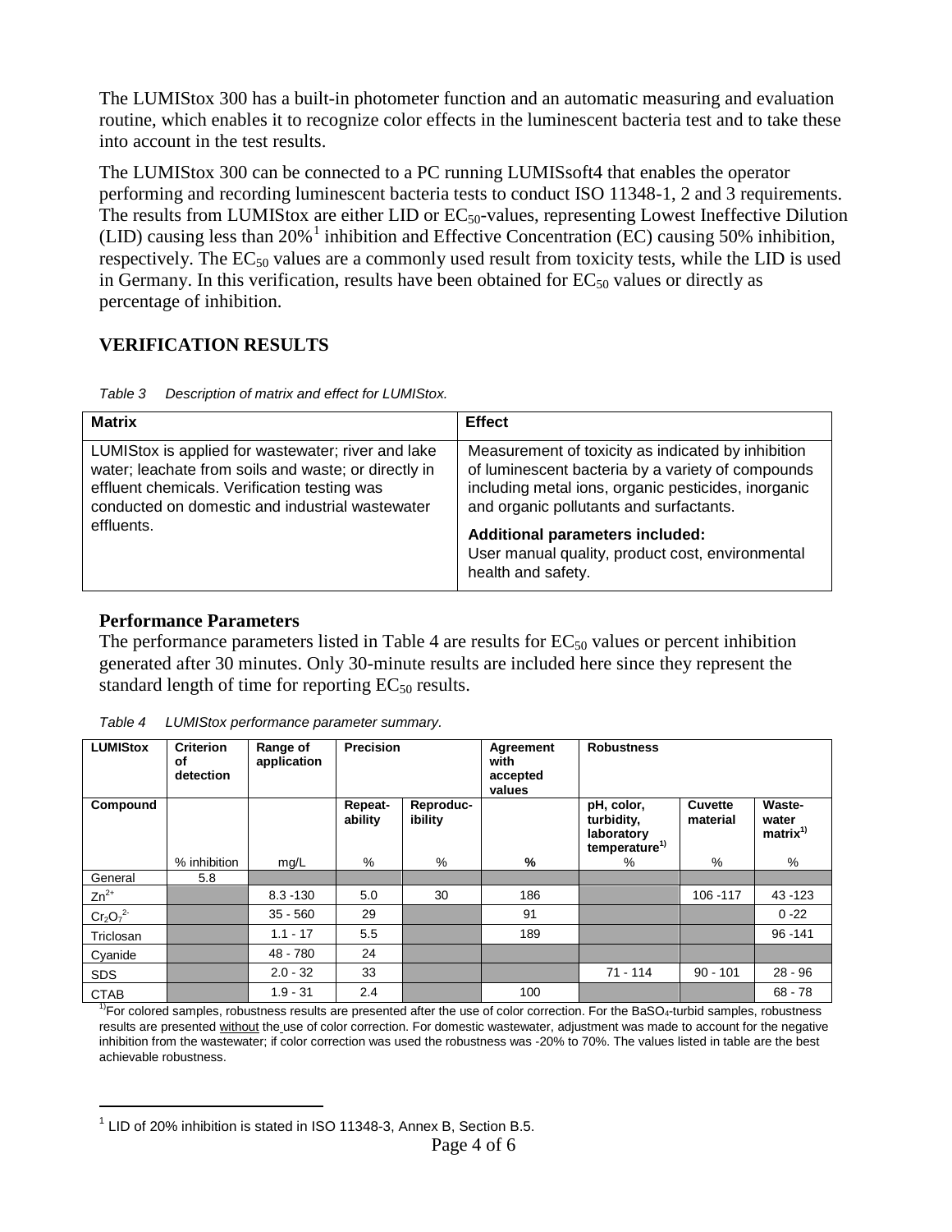The LUMIStox 300 has a built-in photometer function and an automatic measuring and evaluation routine, which enables it to recognize color effects in the luminescent bacteria test and to take these into account in the test results.

The LUMIStox 300 can be connected to a PC running LUMISsoft4 that enables the operator performing and recording luminescent bacteria tests to conduct ISO 11348-1, 2 and 3 requirements. The results from LUMIStox are either LID or $EC_{50}$-values, representing Lowest Ineffective Dilution (LID) causing less than 20%[1] inhibition and Effective Concentration (EC) causing 50% inhibition, respectively. The $EC_{50}$ values are a commonly used result from toxicity tests, while the LID is used in Germany. In this verification, results have been obtained for $EC_{50}$ values or directly as percentage of inhibition.

## VERIFICATION RESULTS

*Table 3 Description of matrix and effect for LUMIStox.*

| Matrix | Effect |
|---|---|
| LUMIStox is applied for wastewater; river and lake water; leachate from soils and waste; or directly in effluent chemicals. Verification testing was conducted on domestic and industrial wastewater effluents. | Measurement of toxicity as indicated by inhibition of luminescent bacteria by a variety of compounds including metal ions, organic pesticides, inorganic and organic pollutants and surfactants. **Additional parameters included:** User manual quality, product cost, environmental health and safety. |

### Performance Parameters

The performance parameters listed in Table 4 are results for $EC_{50}$ values or percent inhibition generated after 30 minutes. Only 30-minute results are included here since they represent the standard length of time for reporting $EC_{50}$ results.

*Table 4 LUMIStox performance parameter summary.*

| LUMIStox | Criterion of detection | Range of application | Precision | | Agreement with accepted values | Robustness | | |
|---|---|---|---|---|---|---|---|---|
| Compound | | | Repeat-ability | Reproduc-ibility | | pH, color, turbidity, laboratory temperature[1)] | Cuvette material | Waste-water matrix[1)] |
| | % inhibition | mg/L | % | % | % | % | % | % |
| General | 5.8 | | | | | | | |
| $Zn^{2+}$ | | 8.3 -130 | 5.0 | 30 | 186 | | 106 -117 | 43 -123 |
| $Cr_2O_7^{2-}$ | | 35 - 560 | 29 | | 91 | | | 0 -22 |
| Triclosan | | 1.1 - 17 | 5.5 | | 189 | | | 96 -141 |
| Cyanide | | 48 - 780 | 24 | | | | | |
| SDS | | 2.0 - 32 | 33 | | | 71 - 114 | 90 - 101 | 28 - 96 |
| CTAB | | 1.9 - 31 | 2.4 | | 100 | | | 68 - 78 |

[1)] For colored samples, robustness results are presented after the use of color correction. For the $BaSO_4$-turbid samples, robustness results are presented without the use of color correction. For domestic wastewater, adjustment was made to account for the negative inhibition from the wastewater; if color correction was used the robustness was -20% to 70%. The values listed in table are the best achievable robustness.

[1] LID of 20% inhibition is stated in ISO 11348-3, Annex B, Section B.5.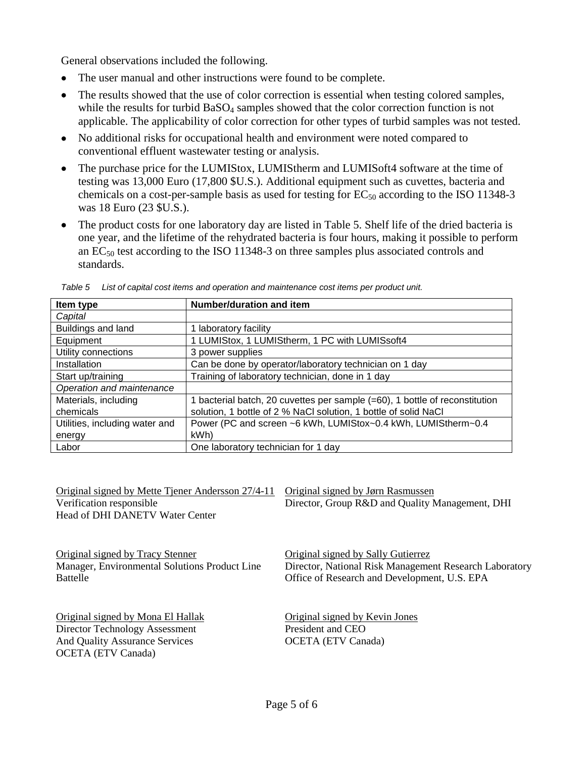General observations included the following.

- The user manual and other instructions were found to be complete.
- The results showed that the use of color correction is essential when testing colored samples, while the results for turbid $BaSO_4$ samples showed that the color correction function is not applicable. The applicability of color correction for other types of turbid samples was not tested.
- No additional risks for occupational health and environment were noted compared to conventional effluent wastewater testing or analysis.
- The purchase price for the LUMIStox, LUMIStherm and LUMISoft4 software at the time of testing was 13,000 Euro (17,800 $U.S.). Additional equipment such as cuvettes, bacteria and chemicals on a cost-per-sample basis as used for testing for $EC_{50}$ according to the ISO 11348-3 was 18 Euro (23 $U.S.).
- The product costs for one laboratory day are listed in Table 5. Shelf life of the dried bacteria is one year, and the lifetime of the rehydrated bacteria is four hours, making it possible to perform an $EC_{50}$ test according to the ISO 11348-3 on three samples plus associated controls and standards.

*Table 5 List of capital cost items and operation and maintenance cost items per product unit.*

| Item type | Number/duration and item |
|---|---|
| *Capital* | |
| Buildings and land | 1 laboratory facility |
| Equipment | 1 LUMIStox, 1 LUMIStherm, 1 PC with LUMISsoft4 |
| Utility connections | 3 power supplies |
| Installation | Can be done by operator/laboratory technician on 1 day |
| Start up/training | Training of laboratory technician, done in 1 day |
| *Operation and maintenance* | |
| Materials, including chemicals | 1 bacterial batch, 20 cuvettes per sample (=60), 1 bottle of reconstitution solution, 1 bottle of 2 % NaCl solution, 1 bottle of solid NaCl |
| Utilities, including water and energy | Power (PC and screen ~6 kWh, LUMIStox~0.4 kWh, LUMIStherm~0.4 kWh) |
| Labor | One laboratory technician for 1 day |

Original signed by Mette Tjener Andersson 27/4-11
Verification responsible
Head of DHI DANETV Water Center

Original signed by Jørn Rasmussen
Director, Group R&D and Quality Management, DHI

Original signed by Tracy Stenner
Manager, Environmental Solutions Product Line
Battelle

Original signed by Sally Gutierrez
Director, National Risk Management Research Laboratory
Office of Research and Development, U.S. EPA

Original signed by Mona El Hallak
Director Technology Assessment
And Quality Assurance Services
OCETA (ETV Canada)

Original signed by Kevin Jones
President and CEO
OCETA (ETV Canada)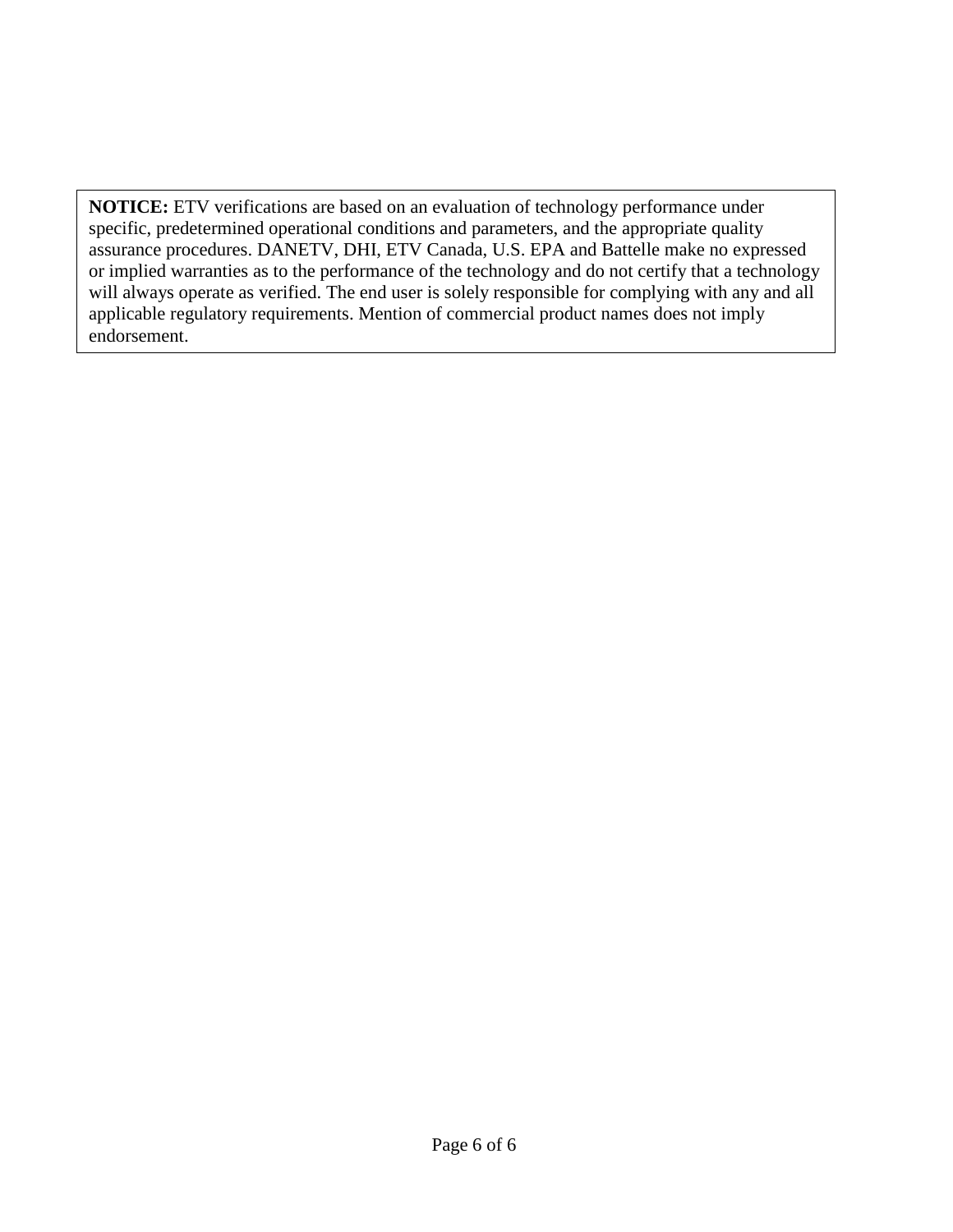**NOTICE:** ETV verifications are based on an evaluation of technology performance under specific, predetermined operational conditions and parameters, and the appropriate quality assurance procedures. DANETV, DHI, ETV Canada, U.S. EPA and Battelle make no expressed or implied warranties as to the performance of the technology and do not certify that a technology will always operate as verified. The end user is solely responsible for complying with any and all applicable regulatory requirements. Mention of commercial product names does not imply endorsement.